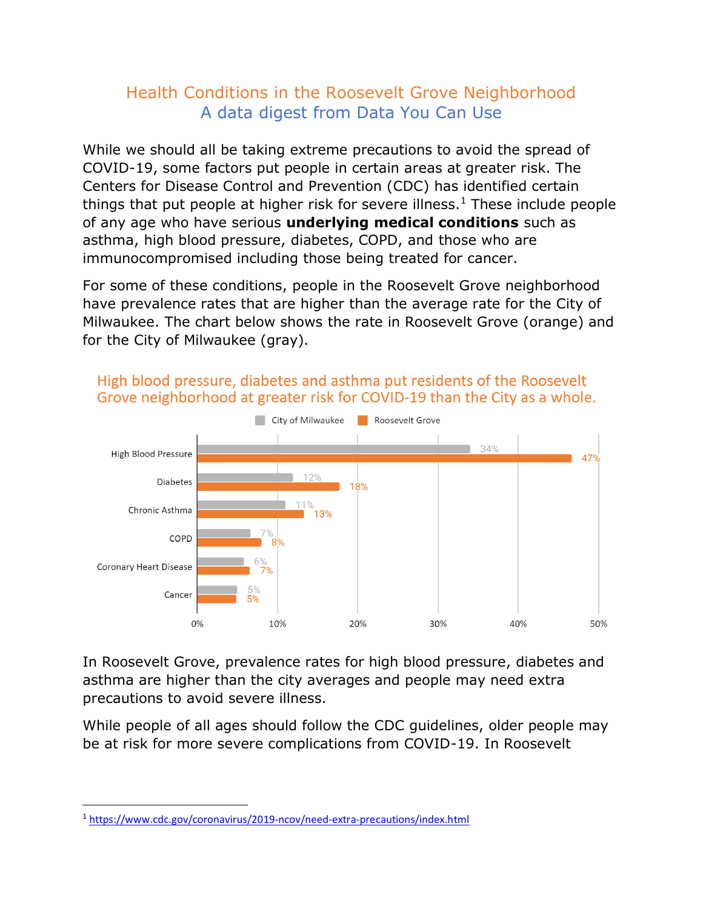# Health Conditions in the Roosevelt Grove Neighborhood
## A data digest from Data You Can Use

While we should all be taking extreme precautions to avoid the spread of COVID-19, some factors put people in certain areas at greater risk. The Centers for Disease Control and Prevention (CDC) has identified certain things that put people at higher risk for severe illness.[1] These include people of any age who have serious **underlying medical conditions** such as asthma, high blood pressure, diabetes, COPD, and those who are immunocompromised including those being treated for cancer.

For some of these conditions, people in the Roosevelt Grove neighborhood have prevalence rates that are higher than the average rate for the City of Milwaukee. The chart below shows the rate in Roosevelt Grove (orange) and for the City of Milwaukee (gray).

### High blood pressure, diabetes and asthma put residents of the Roosevelt Grove neighborhood at greater risk for COVID-19 than the City as a whole.

| Condition | City of Milwaukee | Roosevelt Grove |
|---|---|---|
| High Blood Pressure | 34% | 47% |
| Diabetes | 12% | 18% |
| Chronic Asthma | 11% | 13% |
| COPD | 7% | 8% |
| Coronary Heart Disease | 6% | 7% |
| Cancer | 5% | 5% |

In Roosevelt Grove, prevalence rates for high blood pressure, diabetes and asthma are higher than the city averages and people may need extra precautions to avoid severe illness.

While people of all ages should follow the CDC guidelines, older people may be at risk for more severe complications from COVID-19. In Roosevelt

---

[1] https://www.cdc.gov/coronavirus/2019-ncov/need-extra-precautions/index.html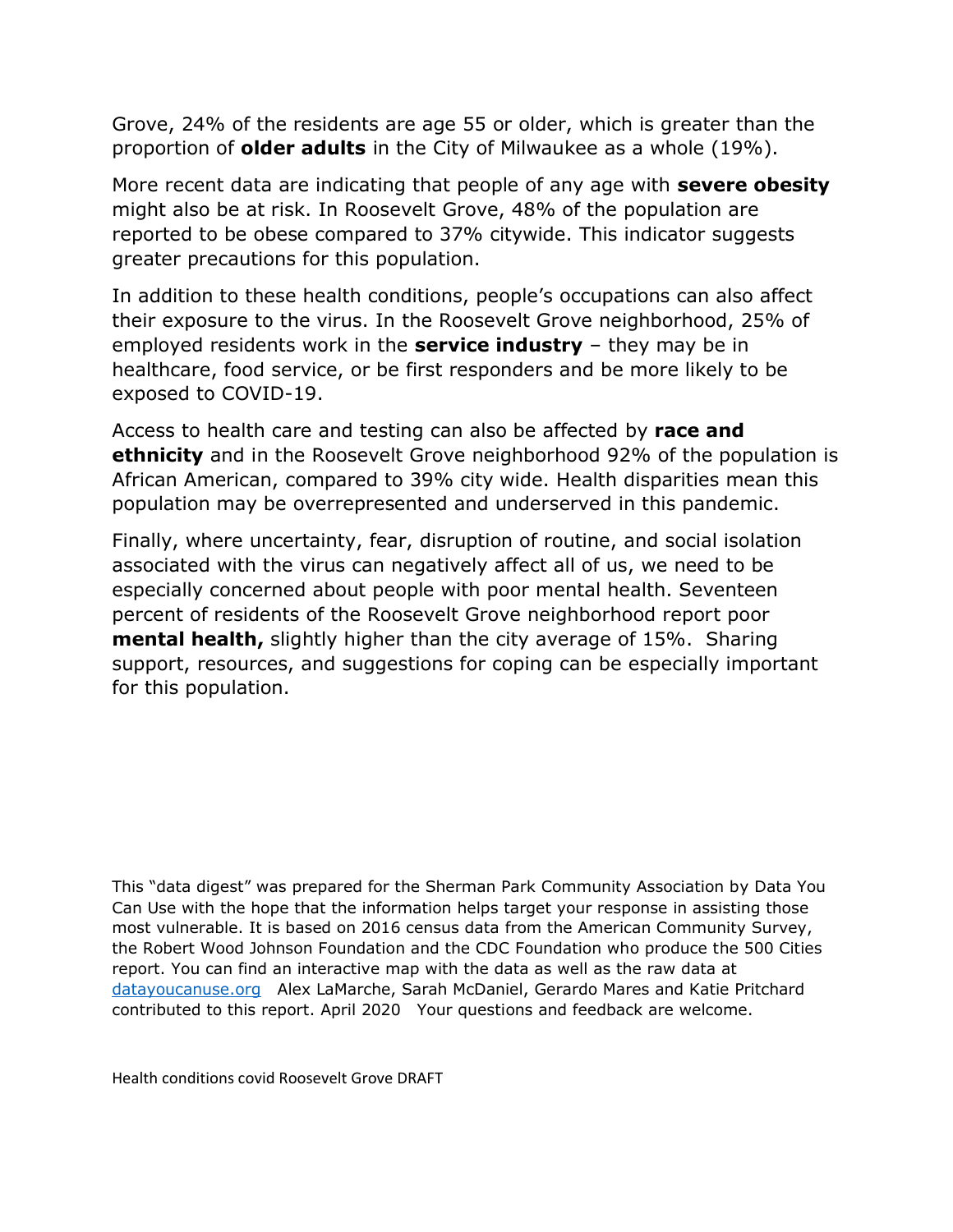Grove, 24% of the residents are age 55 or older, which is greater than the proportion of **older adults** in the City of Milwaukee as a whole (19%).

More recent data are indicating that people of any age with **severe obesity** might also be at risk. In Roosevelt Grove, 48% of the population are reported to be obese compared to 37% citywide. This indicator suggests greater precautions for this population.

In addition to these health conditions, people's occupations can also affect their exposure to the virus. In the Roosevelt Grove neighborhood, 25% of employed residents work in the **service industry** – they may be in healthcare, food service, or be first responders and be more likely to be exposed to COVID-19.

Access to health care and testing can also be affected by **race and ethnicity** and in the Roosevelt Grove neighborhood 92% of the population is African American, compared to 39% city wide. Health disparities mean this population may be overrepresented and underserved in this pandemic.

Finally, where uncertainty, fear, disruption of routine, and social isolation associated with the virus can negatively affect all of us, we need to be especially concerned about people with poor mental health. Seventeen percent of residents of the Roosevelt Grove neighborhood report poor **mental health,** slightly higher than the city average of 15%. Sharing support, resources, and suggestions for coping can be especially important for this population.

This "data digest" was prepared for the Sherman Park Community Association by Data You Can Use with the hope that the information helps target your response in assisting those most vulnerable. It is based on 2016 census data from the American Community Survey, the Robert Wood Johnson Foundation and the CDC Foundation who produce the 500 Cities report. You can find an interactive map with the data as well as the raw data at datayoucanuse.org Alex LaMarche, Sarah McDaniel, Gerardo Mares and Katie Pritchard contributed to this report. April 2020 Your questions and feedback are welcome.

Health conditions covid Roosevelt Grove DRAFT